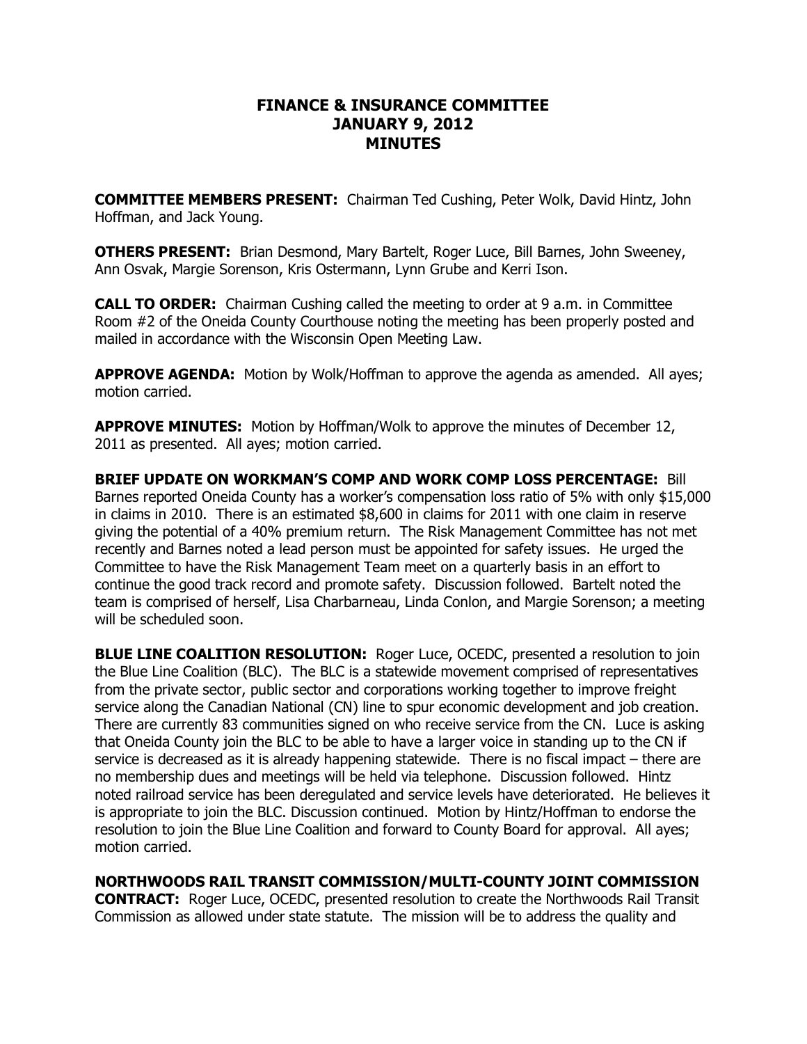# FINANCE & INSURANCE COMMITTEE
# JANUARY 9, 2012
# MINUTES

**COMMITTEE MEMBERS PRESENT:** Chairman Ted Cushing, Peter Wolk, David Hintz, John Hoffman, and Jack Young.

**OTHERS PRESENT:** Brian Desmond, Mary Bartelt, Roger Luce, Bill Barnes, John Sweeney, Ann Osvak, Margie Sorenson, Kris Ostermann, Lynn Grube and Kerri Ison.

**CALL TO ORDER:** Chairman Cushing called the meeting to order at 9 a.m. in Committee Room #2 of the Oneida County Courthouse noting the meeting has been properly posted and mailed in accordance with the Wisconsin Open Meeting Law.

**APPROVE AGENDA:** Motion by Wolk/Hoffman to approve the agenda as amended. All ayes; motion carried.

**APPROVE MINUTES:** Motion by Hoffman/Wolk to approve the minutes of December 12, 2011 as presented. All ayes; motion carried.

**BRIEF UPDATE ON WORKMAN'S COMP AND WORK COMP LOSS PERCENTAGE:** Bill Barnes reported Oneida County has a worker's compensation loss ratio of 5% with only $15,000 in claims in 2010. There is an estimated $8,600 in claims for 2011 with one claim in reserve giving the potential of a 40% premium return. The Risk Management Committee has not met recently and Barnes noted a lead person must be appointed for safety issues. He urged the Committee to have the Risk Management Team meet on a quarterly basis in an effort to continue the good track record and promote safety. Discussion followed. Bartelt noted the team is comprised of herself, Lisa Charbarneau, Linda Conlon, and Margie Sorenson; a meeting will be scheduled soon.

**BLUE LINE COALITION RESOLUTION:** Roger Luce, OCEDC, presented a resolution to join the Blue Line Coalition (BLC). The BLC is a statewide movement comprised of representatives from the private sector, public sector and corporations working together to improve freight service along the Canadian National (CN) line to spur economic development and job creation. There are currently 83 communities signed on who receive service from the CN. Luce is asking that Oneida County join the BLC to be able to have a larger voice in standing up to the CN if service is decreased as it is already happening statewide. There is no fiscal impact – there are no membership dues and meetings will be held via telephone. Discussion followed. Hintz noted railroad service has been deregulated and service levels have deteriorated. He believes it is appropriate to join the BLC. Discussion continued. Motion by Hintz/Hoffman to endorse the resolution to join the Blue Line Coalition and forward to County Board for approval. All ayes; motion carried.

**NORTHWOODS RAIL TRANSIT COMMISSION/MULTI-COUNTY JOINT COMMISSION CONTRACT:** Roger Luce, OCEDC, presented resolution to create the Northwoods Rail Transit Commission as allowed under state statute. The mission will be to address the quality and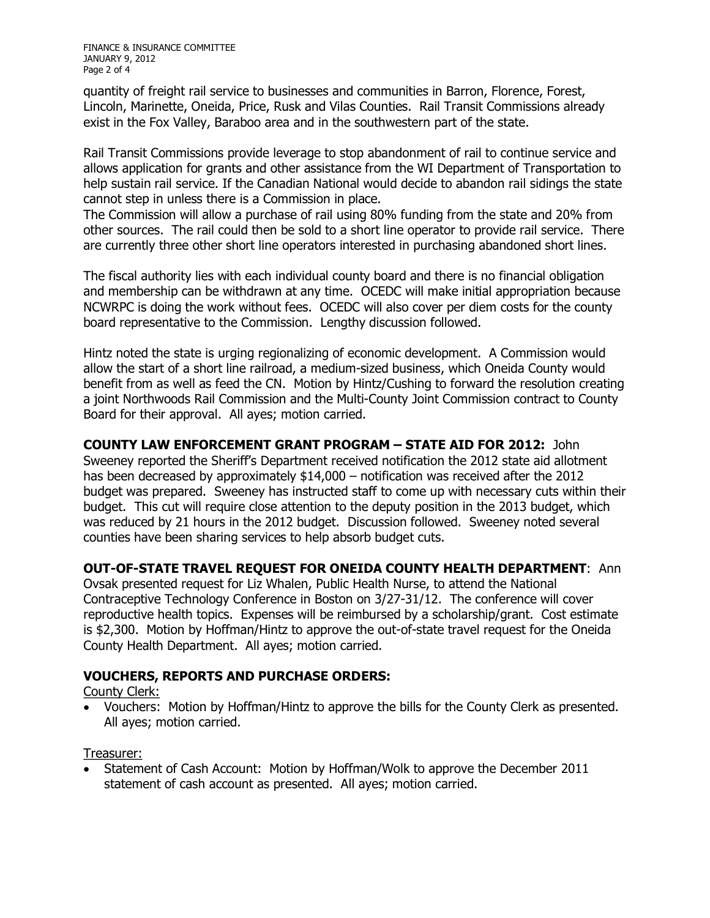quantity of freight rail service to businesses and communities in Barron, Florence, Forest, Lincoln, Marinette, Oneida, Price, Rusk and Vilas Counties. Rail Transit Commissions already exist in the Fox Valley, Baraboo area and in the southwestern part of the state.

Rail Transit Commissions provide leverage to stop abandonment of rail to continue service and allows application for grants and other assistance from the WI Department of Transportation to help sustain rail service. If the Canadian National would decide to abandon rail sidings the state cannot step in unless there is a Commission in place.
The Commission will allow a purchase of rail using 80% funding from the state and 20% from other sources. The rail could then be sold to a short line operator to provide rail service. There are currently three other short line operators interested in purchasing abandoned short lines.

The fiscal authority lies with each individual county board and there is no financial obligation and membership can be withdrawn at any time. OCEDC will make initial appropriation because NCWRPC is doing the work without fees. OCEDC will also cover per diem costs for the county board representative to the Commission. Lengthy discussion followed.

Hintz noted the state is urging regionalizing of economic development. A Commission would allow the start of a short line railroad, a medium-sized business, which Oneida County would benefit from as well as feed the CN. Motion by Hintz/Cushing to forward the resolution creating a joint Northwoods Rail Commission and the Multi-County Joint Commission contract to County Board for their approval. All ayes; motion carried.

**COUNTY LAW ENFORCEMENT GRANT PROGRAM – STATE AID FOR 2012:** John Sweeney reported the Sheriff's Department received notification the 2012 state aid allotment has been decreased by approximately $14,000 – notification was received after the 2012 budget was prepared. Sweeney has instructed staff to come up with necessary cuts within their budget. This cut will require close attention to the deputy position in the 2013 budget, which was reduced by 21 hours in the 2012 budget. Discussion followed. Sweeney noted several counties have been sharing services to help absorb budget cuts.

**OUT-OF-STATE TRAVEL REQUEST FOR ONEIDA COUNTY HEALTH DEPARTMENT**: Ann Ovsak presented request for Liz Whalen, Public Health Nurse, to attend the National Contraceptive Technology Conference in Boston on 3/27-31/12. The conference will cover reproductive health topics. Expenses will be reimbursed by a scholarship/grant. Cost estimate is $2,300. Motion by Hoffman/Hintz to approve the out-of-state travel request for the Oneida County Health Department. All ayes; motion carried.

**VOUCHERS, REPORTS AND PURCHASE ORDERS:**

County Clerk:

- Vouchers: Motion by Hoffman/Hintz to approve the bills for the County Clerk as presented. All ayes; motion carried.

Treasurer:

- Statement of Cash Account: Motion by Hoffman/Wolk to approve the December 2011 statement of cash account as presented. All ayes; motion carried.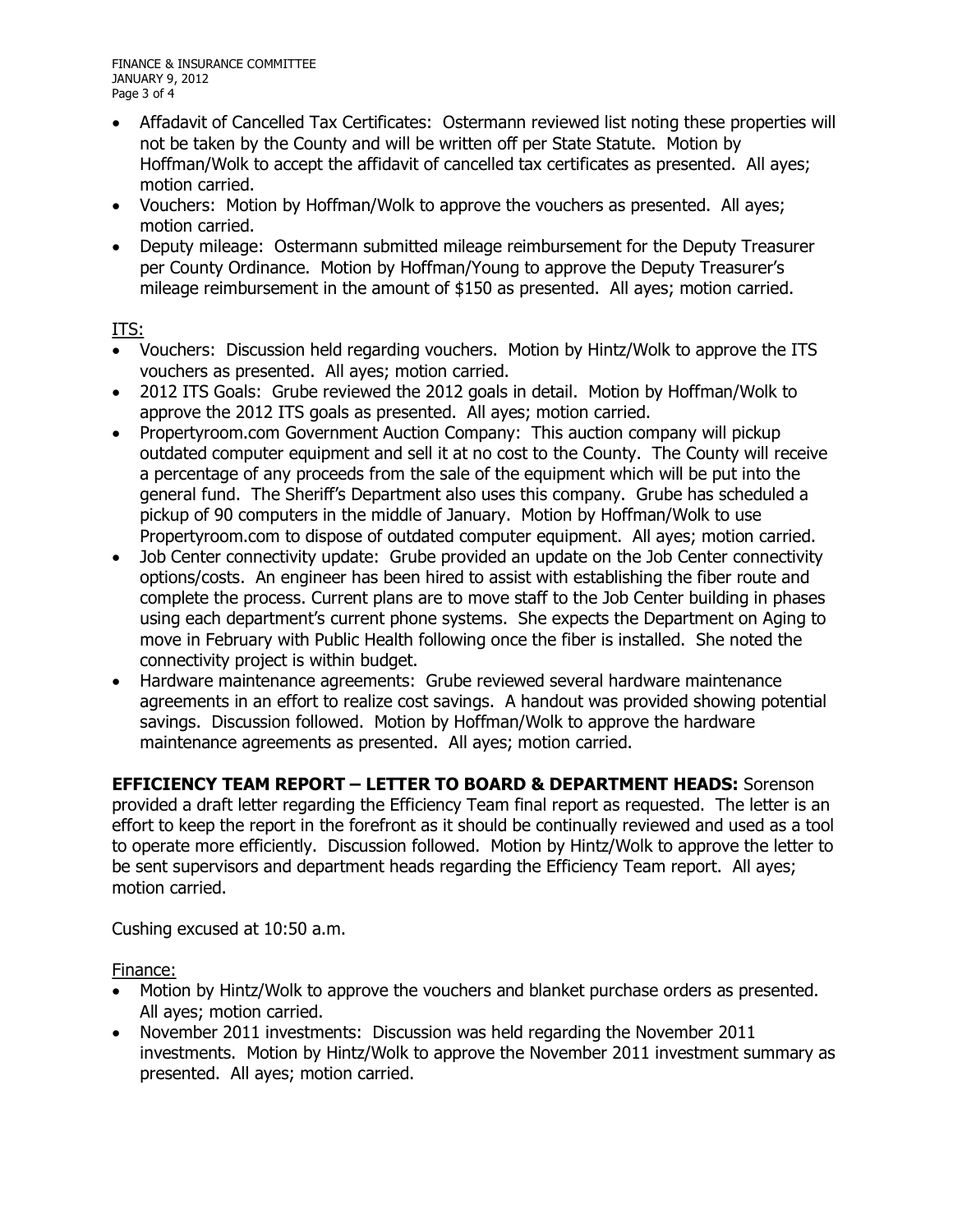- Affadavit of Cancelled Tax Certificates: Ostermann reviewed list noting these properties will not be taken by the County and will be written off per State Statute. Motion by Hoffman/Wolk to accept the affidavit of cancelled tax certificates as presented. All ayes; motion carried.
- Vouchers: Motion by Hoffman/Wolk to approve the vouchers as presented. All ayes; motion carried.
- Deputy mileage: Ostermann submitted mileage reimbursement for the Deputy Treasurer per County Ordinance. Motion by Hoffman/Young to approve the Deputy Treasurer's mileage reimbursement in the amount of $150 as presented. All ayes; motion carried.

ITS:

- Vouchers: Discussion held regarding vouchers. Motion by Hintz/Wolk to approve the ITS vouchers as presented. All ayes; motion carried.
- 2012 ITS Goals: Grube reviewed the 2012 goals in detail. Motion by Hoffman/Wolk to approve the 2012 ITS goals as presented. All ayes; motion carried.
- Propertyroom.com Government Auction Company: This auction company will pickup outdated computer equipment and sell it at no cost to the County. The County will receive a percentage of any proceeds from the sale of the equipment which will be put into the general fund. The Sheriff's Department also uses this company. Grube has scheduled a pickup of 90 computers in the middle of January. Motion by Hoffman/Wolk to use Propertyroom.com to dispose of outdated computer equipment. All ayes; motion carried.
- Job Center connectivity update: Grube provided an update on the Job Center connectivity options/costs. An engineer has been hired to assist with establishing the fiber route and complete the process. Current plans are to move staff to the Job Center building in phases using each department's current phone systems. She expects the Department on Aging to move in February with Public Health following once the fiber is installed. She noted the connectivity project is within budget.
- Hardware maintenance agreements: Grube reviewed several hardware maintenance agreements in an effort to realize cost savings. A handout was provided showing potential savings. Discussion followed. Motion by Hoffman/Wolk to approve the hardware maintenance agreements as presented. All ayes; motion carried.

**EFFICIENCY TEAM REPORT – LETTER TO BOARD & DEPARTMENT HEADS:** Sorenson provided a draft letter regarding the Efficiency Team final report as requested. The letter is an effort to keep the report in the forefront as it should be continually reviewed and used as a tool to operate more efficiently. Discussion followed. Motion by Hintz/Wolk to approve the letter to be sent supervisors and department heads regarding the Efficiency Team report. All ayes; motion carried.

Cushing excused at 10:50 a.m.

Finance:

- Motion by Hintz/Wolk to approve the vouchers and blanket purchase orders as presented. All ayes; motion carried.
- November 2011 investments: Discussion was held regarding the November 2011 investments. Motion by Hintz/Wolk to approve the November 2011 investment summary as presented. All ayes; motion carried.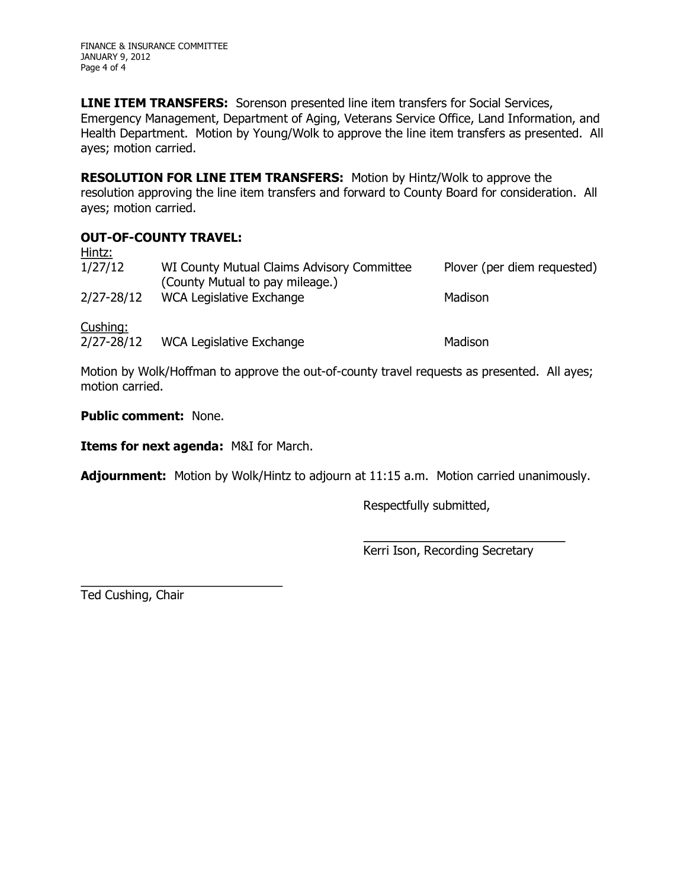**LINE ITEM TRANSFERS:** Sorenson presented line item transfers for Social Services, Emergency Management, Department of Aging, Veterans Service Office, Land Information, and Health Department. Motion by Young/Wolk to approve the line item transfers as presented. All ayes; motion carried.

**RESOLUTION FOR LINE ITEM TRANSFERS:** Motion by Hintz/Wolk to approve the resolution approving the line item transfers and forward to County Board for consideration. All ayes; motion carried.

**OUT-OF-COUNTY TRAVEL:**

Hintz:

| | | |
|---|---|---|
| 1/27/12 | WI County Mutual Claims Advisory Committee (County Mutual to pay mileage.) | Plover (per diem requested) |
| 2/27-28/12 | WCA Legislative Exchange | Madison |

Cushing:

| | | |
|---|---|---|
| 2/27-28/12 | WCA Legislative Exchange | Madison |

Motion by Wolk/Hoffman to approve the out-of-county travel requests as presented. All ayes; motion carried.

**Public comment:** None.

**Items for next agenda:** M&I for March.

**Adjournment:** Motion by Wolk/Hintz to adjourn at 11:15 a.m. Motion carried unanimously.

Respectfully submitted,

\_\_\_\_\_\_\_\_\_\_\_\_\_\_\_\_\_\_\_\_\_\_\_\_\_\_\_\_\_\_
Kerri Ison, Recording Secretary

\_\_\_\_\_\_\_\_\_\_\_\_\_\_\_\_\_\_\_\_\_\_\_\_\_\_\_\_\_\_
Ted Cushing, Chair